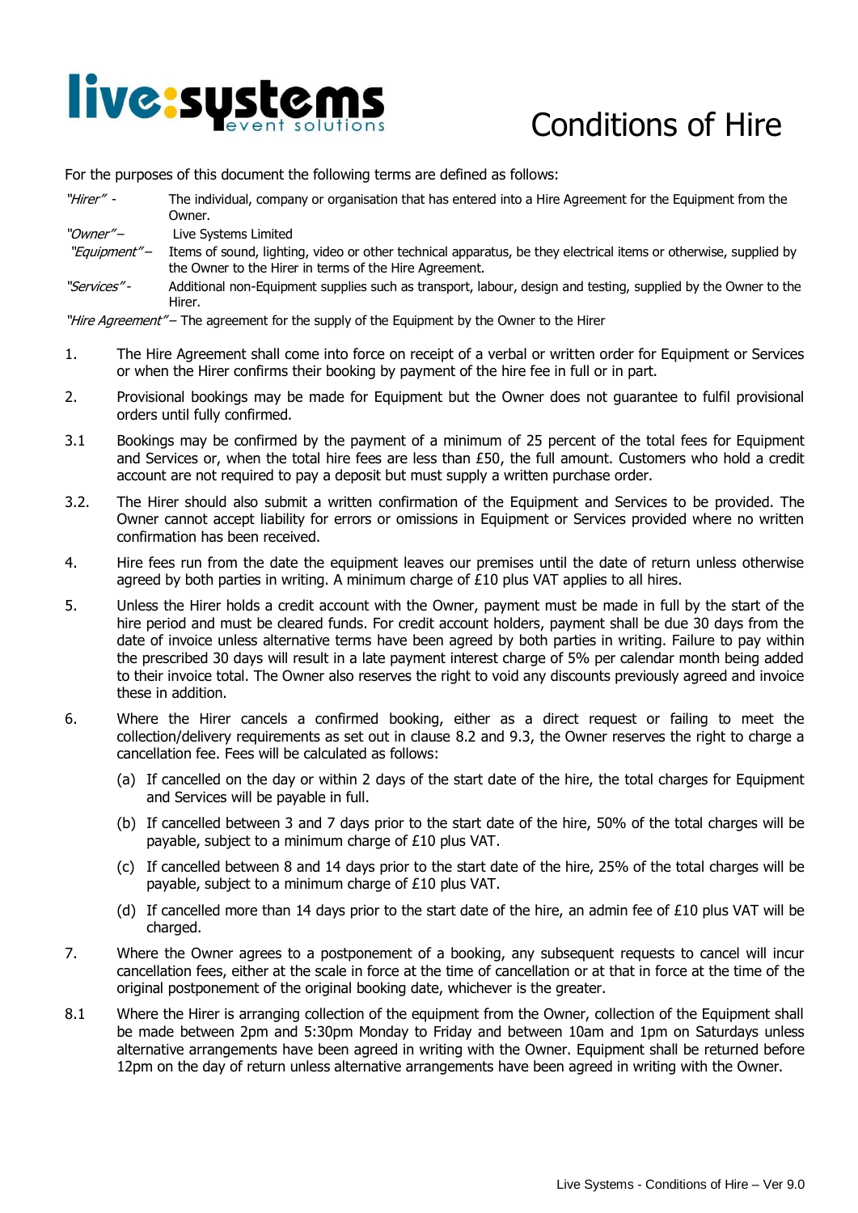# Conditions of Hire

For the purposes of this document the following terms are defined as follows:

*"Hirer"* - The individual, company or organisation that has entered into a Hire Agreement for the Equipment from the Owner.

*"Owner"* – Live Systems Limited

*"Equipment"* – Items of sound, lighting, video or other technical apparatus, be they electrical items or otherwise, supplied by the Owner to the Hirer in terms of the Hire Agreement.

*"Services"* - Additional non-Equipment supplies such as transport, labour, design and testing, supplied by the Owner to the Hirer.

*"Hire Agreement"* – The agreement for the supply of the Equipment by the Owner to the Hirer

1. The Hire Agreement shall come into force on receipt of a verbal or written order for Equipment or Services or when the Hirer confirms their booking by payment of the hire fee in full or in part.

2. Provisional bookings may be made for Equipment but the Owner does not guarantee to fulfil provisional orders until fully confirmed.

3.1 Bookings may be confirmed by the payment of a minimum of 25 percent of the total fees for Equipment and Services or, when the total hire fees are less than £50, the full amount. Customers who hold a credit account are not required to pay a deposit but must supply a written purchase order.

3.2. The Hirer should also submit a written confirmation of the Equipment and Services to be provided. The Owner cannot accept liability for errors or omissions in Equipment or Services provided where no written confirmation has been received.

4. Hire fees run from the date the equipment leaves our premises until the date of return unless otherwise agreed by both parties in writing. A minimum charge of £10 plus VAT applies to all hires.

5. Unless the Hirer holds a credit account with the Owner, payment must be made in full by the start of the hire period and must be cleared funds. For credit account holders, payment shall be due 30 days from the date of invoice unless alternative terms have been agreed by both parties in writing. Failure to pay within the prescribed 30 days will result in a late payment interest charge of 5% per calendar month being added to their invoice total. The Owner also reserves the right to void any discounts previously agreed and invoice these in addition.

6. Where the Hirer cancels a confirmed booking, either as a direct request or failing to meet the collection/delivery requirements as set out in clause 8.2 and 9.3, the Owner reserves the right to charge a cancellation fee. Fees will be calculated as follows:

   (a) If cancelled on the day or within 2 days of the start date of the hire, the total charges for Equipment and Services will be payable in full.

   (b) If cancelled between 3 and 7 days prior to the start date of the hire, 50% of the total charges will be payable, subject to a minimum charge of £10 plus VAT.

   (c) If cancelled between 8 and 14 days prior to the start date of the hire, 25% of the total charges will be payable, subject to a minimum charge of £10 plus VAT.

   (d) If cancelled more than 14 days prior to the start date of the hire, an admin fee of £10 plus VAT will be charged.

7. Where the Owner agrees to a postponement of a booking, any subsequent requests to cancel will incur cancellation fees, either at the scale in force at the time of cancellation or at that in force at the time of the original postponement of the original booking date, whichever is the greater.

8.1 Where the Hirer is arranging collection of the equipment from the Owner, collection of the Equipment shall be made between 2pm and 5:30pm Monday to Friday and between 10am and 1pm on Saturdays unless alternative arrangements have been agreed in writing with the Owner. Equipment shall be returned before 12pm on the day of return unless alternative arrangements have been agreed in writing with the Owner.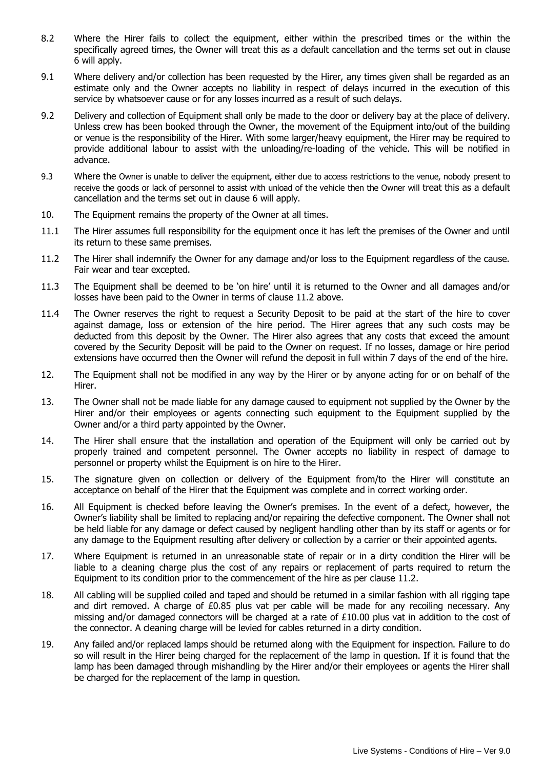8.2 Where the Hirer fails to collect the equipment, either within the prescribed times or the within the specifically agreed times, the Owner will treat this as a default cancellation and the terms set out in clause 6 will apply.

9.1 Where delivery and/or collection has been requested by the Hirer, any times given shall be regarded as an estimate only and the Owner accepts no liability in respect of delays incurred in the execution of this service by whatsoever cause or for any losses incurred as a result of such delays.

9.2 Delivery and collection of Equipment shall only be made to the door or delivery bay at the place of delivery. Unless crew has been booked through the Owner, the movement of the Equipment into/out of the building or venue is the responsibility of the Hirer. With some larger/heavy equipment, the Hirer may be required to provide additional labour to assist with the unloading/re-loading of the vehicle. This will be notified in advance.

9.3 Where the Owner is unable to deliver the equipment, either due to access restrictions to the venue, nobody present to receive the goods or lack of personnel to assist with unload of the vehicle then the Owner will treat this as a default cancellation and the terms set out in clause 6 will apply.

10. The Equipment remains the property of the Owner at all times.

11.1 The Hirer assumes full responsibility for the equipment once it has left the premises of the Owner and until its return to these same premises.

11.2 The Hirer shall indemnify the Owner for any damage and/or loss to the Equipment regardless of the cause. Fair wear and tear excepted.

11.3 The Equipment shall be deemed to be 'on hire' until it is returned to the Owner and all damages and/or losses have been paid to the Owner in terms of clause 11.2 above.

11.4 The Owner reserves the right to request a Security Deposit to be paid at the start of the hire to cover against damage, loss or extension of the hire period. The Hirer agrees that any such costs may be deducted from this deposit by the Owner. The Hirer also agrees that any costs that exceed the amount covered by the Security Deposit will be paid to the Owner on request. If no losses, damage or hire period extensions have occurred then the Owner will refund the deposit in full within 7 days of the end of the hire.

12. The Equipment shall not be modified in any way by the Hirer or by anyone acting for or on behalf of the Hirer.

13. The Owner shall not be made liable for any damage caused to equipment not supplied by the Owner by the Hirer and/or their employees or agents connecting such equipment to the Equipment supplied by the Owner and/or a third party appointed by the Owner.

14. The Hirer shall ensure that the installation and operation of the Equipment will only be carried out by properly trained and competent personnel. The Owner accepts no liability in respect of damage to personnel or property whilst the Equipment is on hire to the Hirer.

15. The signature given on collection or delivery of the Equipment from/to the Hirer will constitute an acceptance on behalf of the Hirer that the Equipment was complete and in correct working order.

16. All Equipment is checked before leaving the Owner's premises. In the event of a defect, however, the Owner's liability shall be limited to replacing and/or repairing the defective component. The Owner shall not be held liable for any damage or defect caused by negligent handling other than by its staff or agents or for any damage to the Equipment resulting after delivery or collection by a carrier or their appointed agents.

17. Where Equipment is returned in an unreasonable state of repair or in a dirty condition the Hirer will be liable to a cleaning charge plus the cost of any repairs or replacement of parts required to return the Equipment to its condition prior to the commencement of the hire as per clause 11.2.

18. All cabling will be supplied coiled and taped and should be returned in a similar fashion with all rigging tape and dirt removed. A charge of £0.85 plus vat per cable will be made for any recoiling necessary. Any missing and/or damaged connectors will be charged at a rate of £10.00 plus vat in addition to the cost of the connector. A cleaning charge will be levied for cables returned in a dirty condition.

19. Any failed and/or replaced lamps should be returned along with the Equipment for inspection. Failure to do so will result in the Hirer being charged for the replacement of the lamp in question. If it is found that the lamp has been damaged through mishandling by the Hirer and/or their employees or agents the Hirer shall be charged for the replacement of the lamp in question.